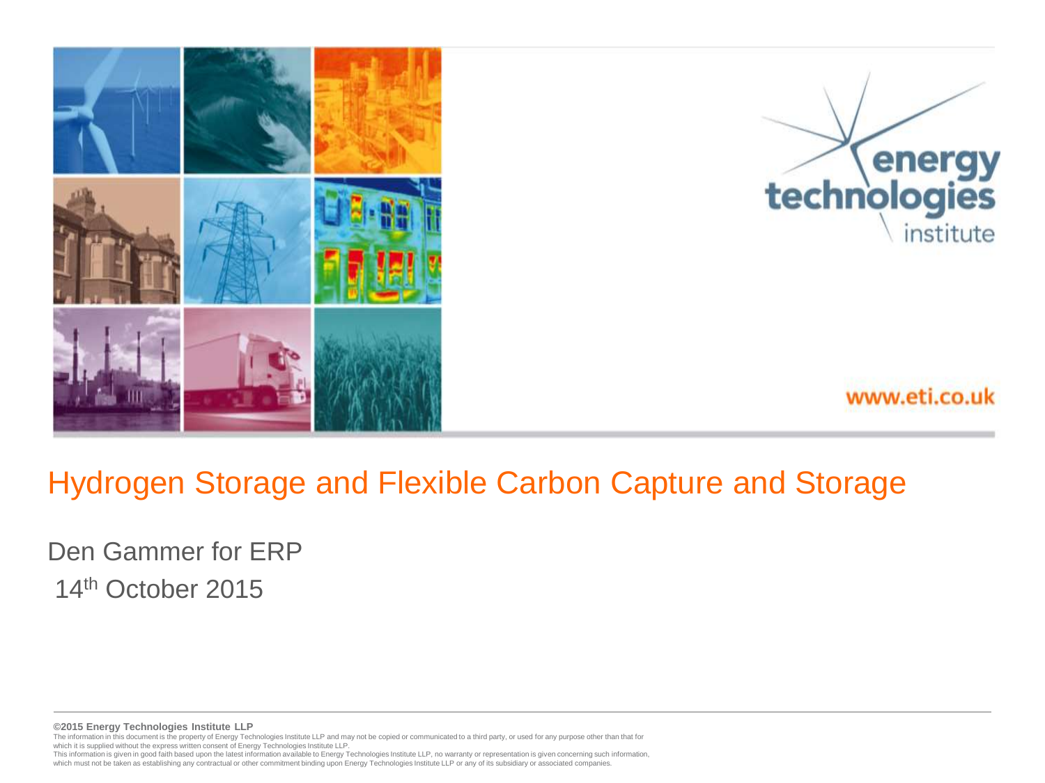# Hydrogen Storage and Flexible Carbon Capture and Storage

Den Gammer for ERP

14th October 2015

energy technologies institute

www.eti.co.uk

**©2015 Energy Technologies Institute LLP**

The information in this document is the property of Energy Technologies Institute LLP and may not be copied or communicated to a third party, or used for any purpose other than that for which it is supplied without the express written consent of Energy Technologies Institute LLP.

This information is given in good faith based upon the latest information available to Energy Technologies Institute LLP, no warranty or representation is given concerning such information, which must not be taken as establishing any contractual or other commitment binding upon Energy Technologies Institute LLP or any of its subsidiary or associated companies.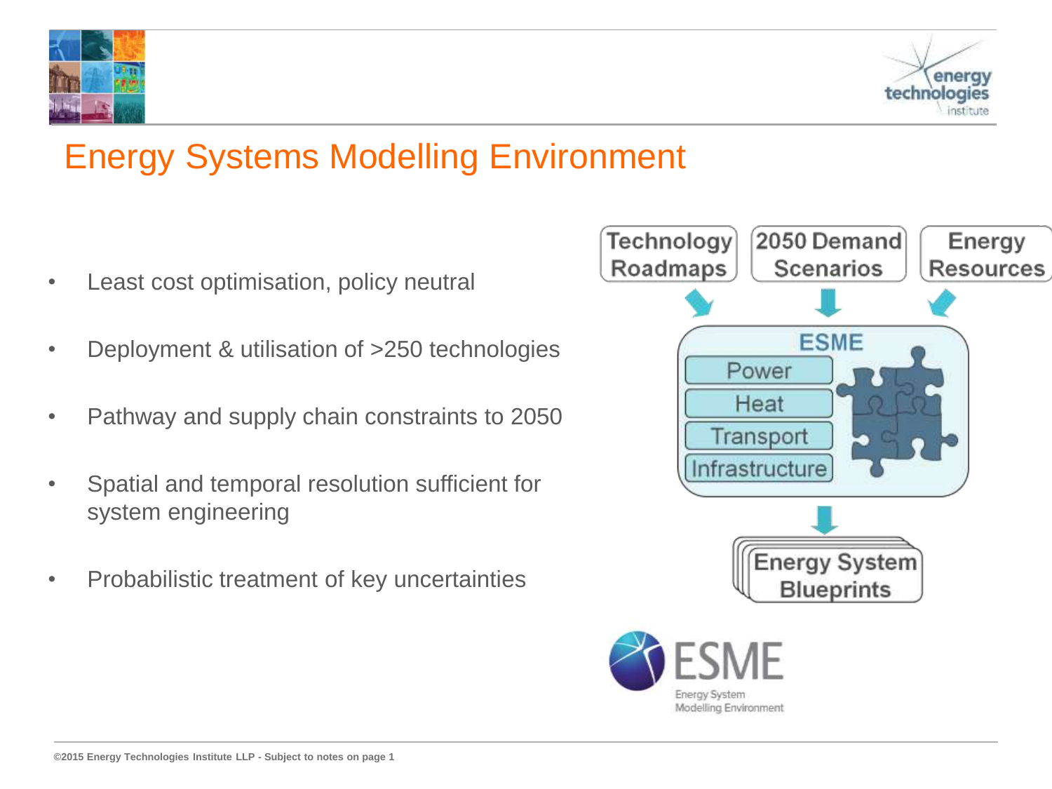# Energy Systems Modelling Environment

- Least cost optimisation, policy neutral
- Deployment & utilisation of >250 technologies
- Pathway and supply chain constraints to 2050
- Spatial and temporal resolution sufficient for system engineering
- Probabilistic treatment of key uncertainties

Technology Roadmaps | 2050 Demand Scenarios | Energy Resources

ESME: Power, Heat, Transport, Infrastructure

Energy System Blueprints

ESME Energy System Modelling Environment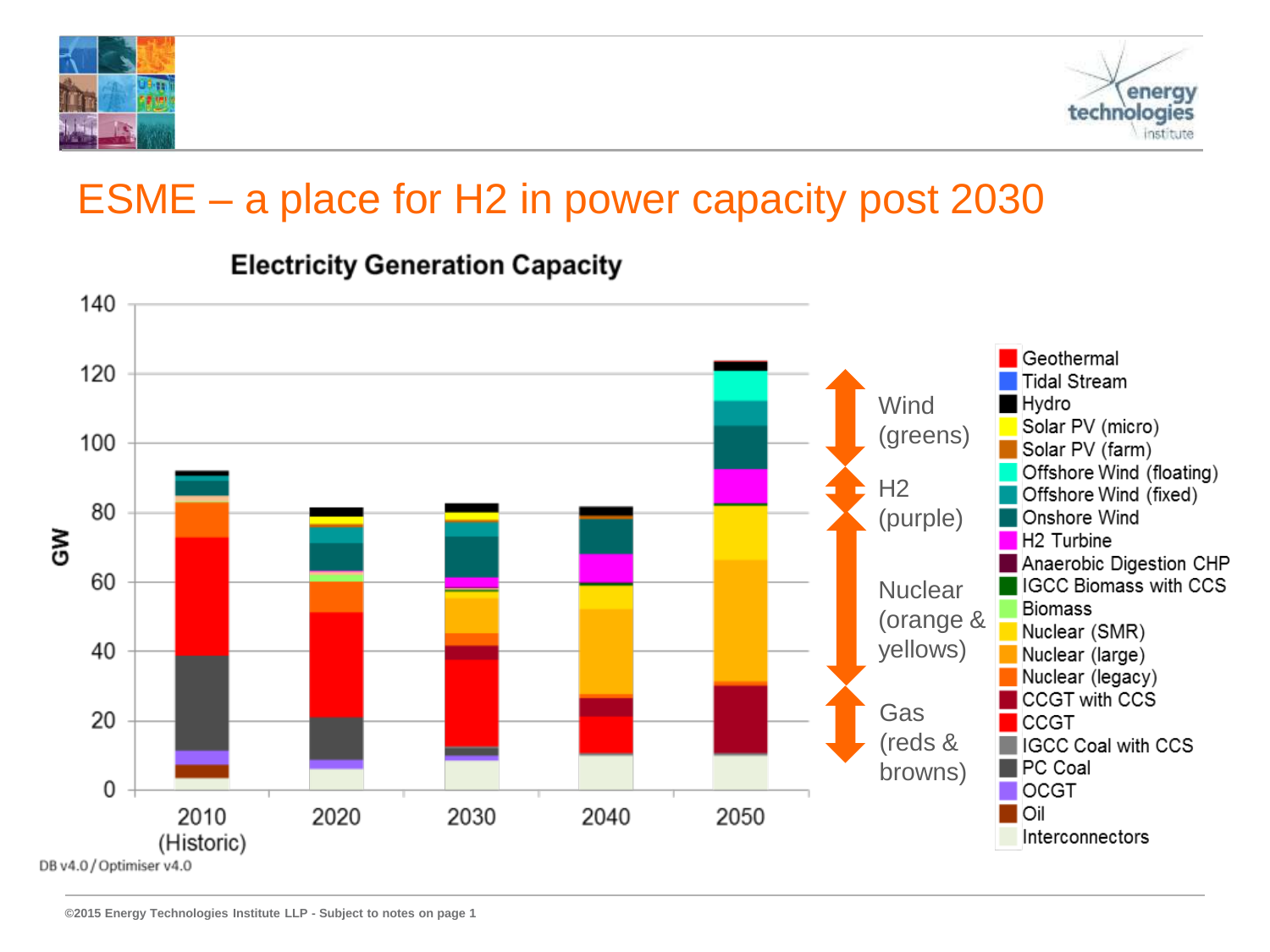# ESME – a place for H2 in power capacity post 2030

**Electricity Generation Capacity**

GW

| | 2010 (Historic) | 2020 | 2030 | 2040 | 2050 |
|---|---|---|---|---|---|

Wind (greens)

H2 (purple)

Nuclear (orange & yellows)

Gas (reds & browns)

Legend: Geothermal, Tidal Stream, Hydro, Solar PV (micro), Solar PV (farm), Offshore Wind (floating), Offshore Wind (fixed), Onshore Wind, H2 Turbine, Anaerobic Digestion CHP, IGCC Biomass with CCS, Biomass, Nuclear (SMR), Nuclear (large), Nuclear (legacy), CCGT with CCS, CCGT, IGCC Coal with CCS, PC Coal, OCGT, Oil, Interconnectors

DB v4.0 / Optimiser v4.0

©2015 Energy Technologies Institute LLP - Subject to notes on page 1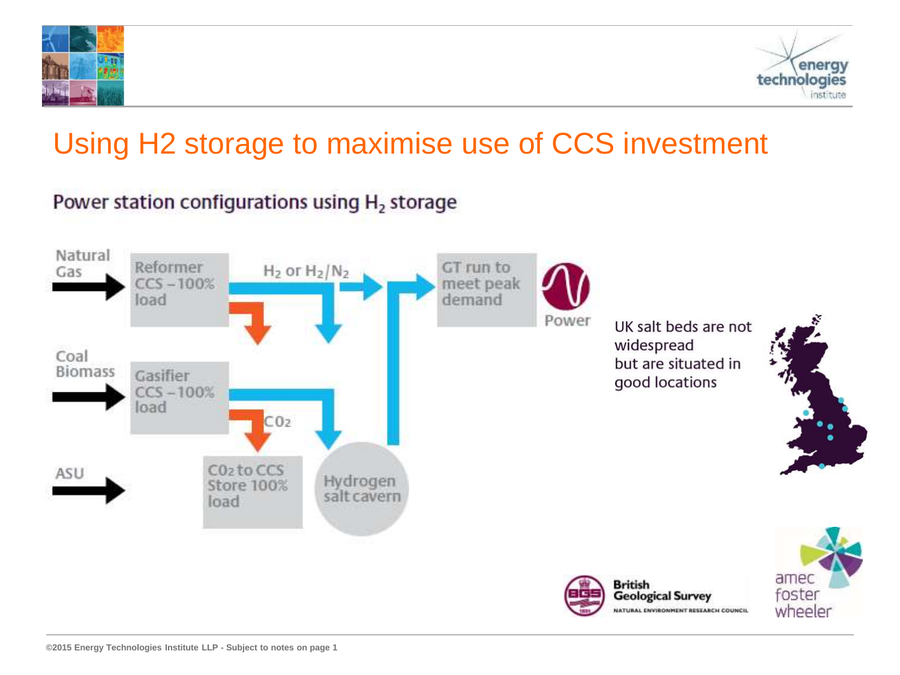# Using H2 storage to maximise use of CCS investment

## Power station configurations using $H_2$ storage

Natural Gas

Reformer CCS – 100% load

$H_2$ or $H_2/N_2$

GT run to meet peak demand

Power

Coal Biomass

Gasifier CCS – 100% load

$CO_2$

ASU

$CO_2$ to CCS Store 100% load

Hydrogen salt cavern

UK salt beds are not widespread but are situated in good locations

British Geological Survey

NATURAL ENVIRONMENT RESEARCH COUNCIL

amec foster wheeler

©2015 Energy Technologies Institute LLP - Subject to notes on page 1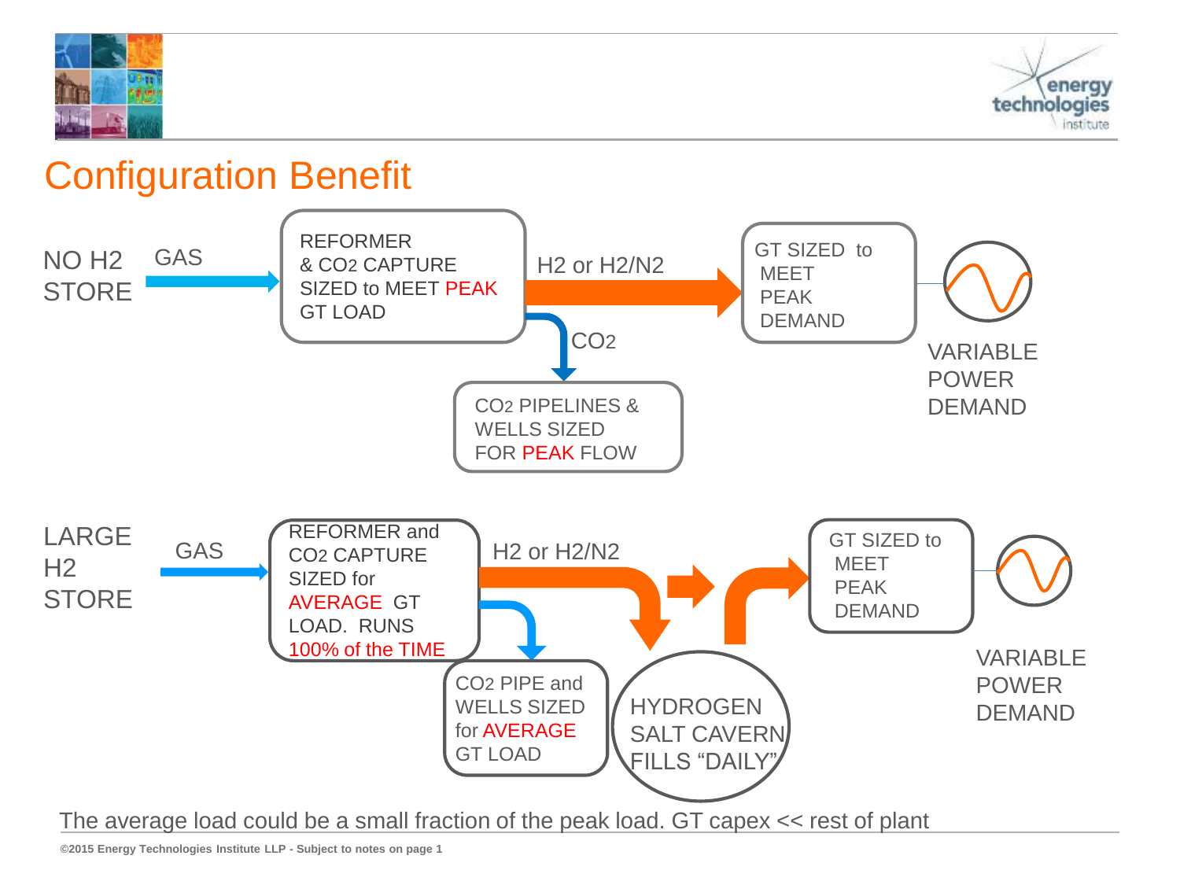# Configuration Benefit

**NO H2 STORE**

GAS → REFORMER & $CO_2$ CAPTURE SIZED to MEET PEAK GT LOAD → H2 or H2/N2 → GT SIZED to MEET PEAK DEMAND → VARIABLE POWER DEMAND

$CO_2$ → $CO_2$ PIPELINES & WELLS SIZED FOR PEAK FLOW

**LARGE H2 STORE**

GAS → REFORMER and $CO_2$ CAPTURE SIZED for AVERAGE GT LOAD. RUNS 100% of the TIME → H2 or H2/N2 → HYDROGEN SALT CAVERN FILLS "DAILY" → GT SIZED to MEET PEAK DEMAND → VARIABLE POWER DEMAND

$CO_2$ PIPE and WELLS SIZED for AVERAGE GT LOAD

The average load could be a small fraction of the peak load. GT capex << rest of plant

©2015 Energy Technologies Institute LLP - Subject to notes on page 1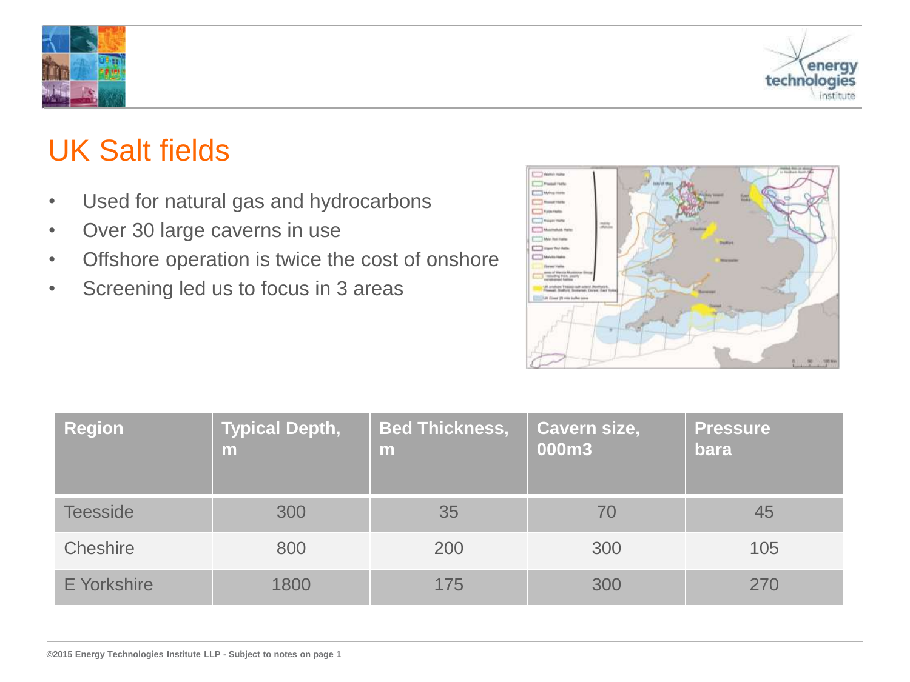# UK Salt fields

- Used for natural gas and hydrocarbons
- Over 30 large caverns in use
- Offshore operation is twice the cost of onshore
- Screening led us to focus in 3 areas

| Region | Typical Depth, m | Bed Thickness, m | Cavern size, 000m3 | Pressure bara |
|---|---|---|---|---|
| Teesside | 300 | 35 | 70 | 45 |
| Cheshire | 800 | 200 | 300 | 105 |
| E Yorkshire | 1800 | 175 | 300 | 270 |

©2015 Energy Technologies Institute LLP - Subject to notes on page 1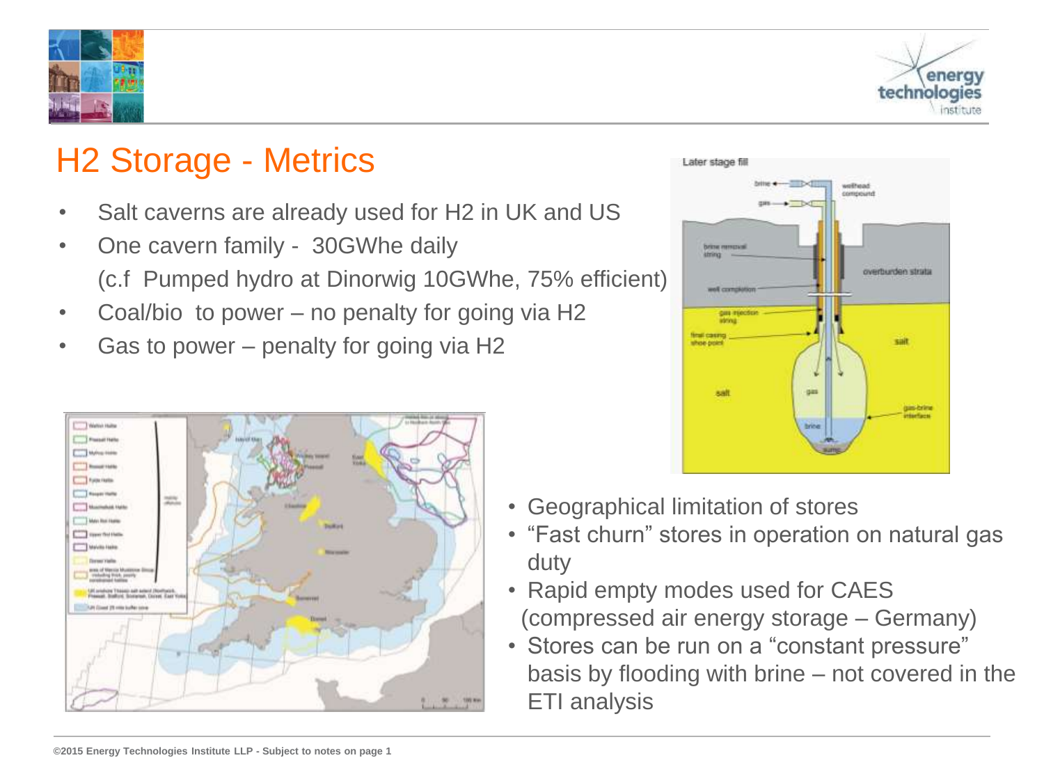# H2 Storage - Metrics

- Salt caverns are already used for H2 in UK and US
- One cavern family - 30GWhe daily
  (c.f Pumped hydro at Dinorwig 10GWhe, 75% efficient)
- Coal/bio to power – no penalty for going via H2
- Gas to power – penalty for going via H2

- Geographical limitation of stores
- "Fast churn" stores in operation on natural gas duty
- Rapid empty modes used for CAES (compressed air energy storage – Germany)
- Stores can be run on a "constant pressure" basis by flooding with brine – not covered in the ETI analysis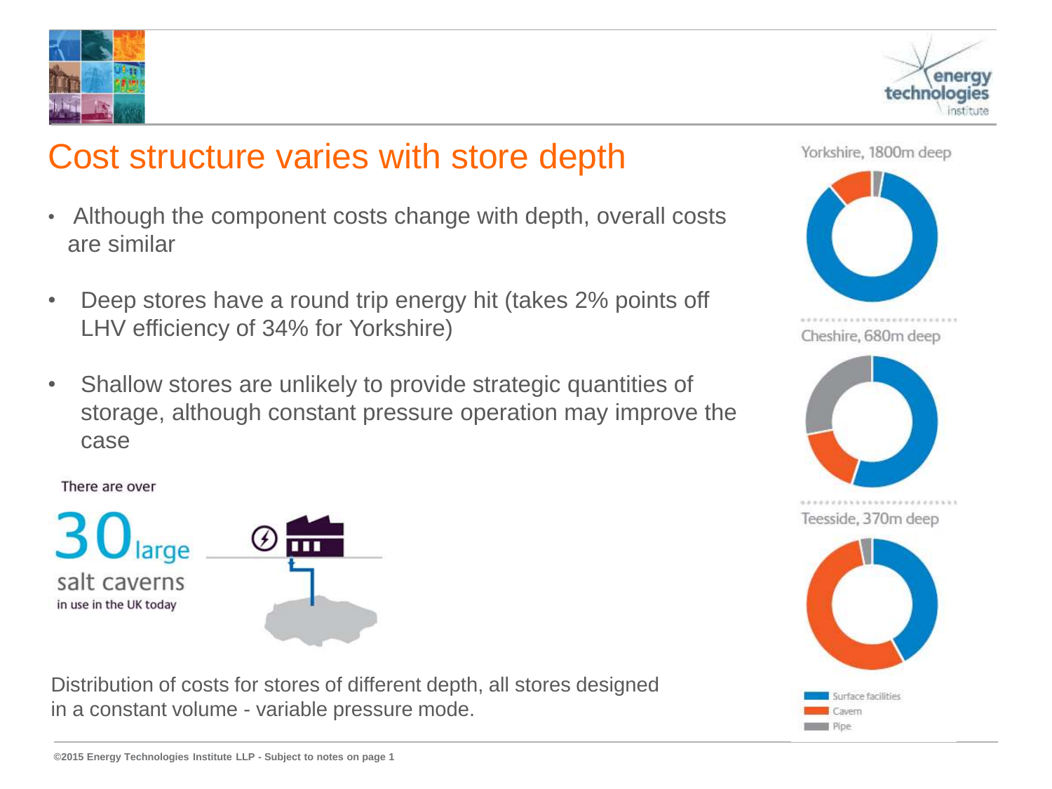# Cost structure varies with store depth

- Although the component costs change with depth, overall costs are similar
- Deep stores have a round trip energy hit (takes 2% points off LHV efficiency of 34% for Yorkshire)
- Shallow stores are unlikely to provide strategic quantities of storage, although constant pressure operation may improve the case

There are over

30 large salt caverns in use in the UK today

Distribution of costs for stores of different depth, all stores designed in a constant volume - variable pressure mode.

Yorkshire, 1800m deep

Cheshire, 680m deep

Teesside, 370m deep

Surface facilities

Cavern

Pipe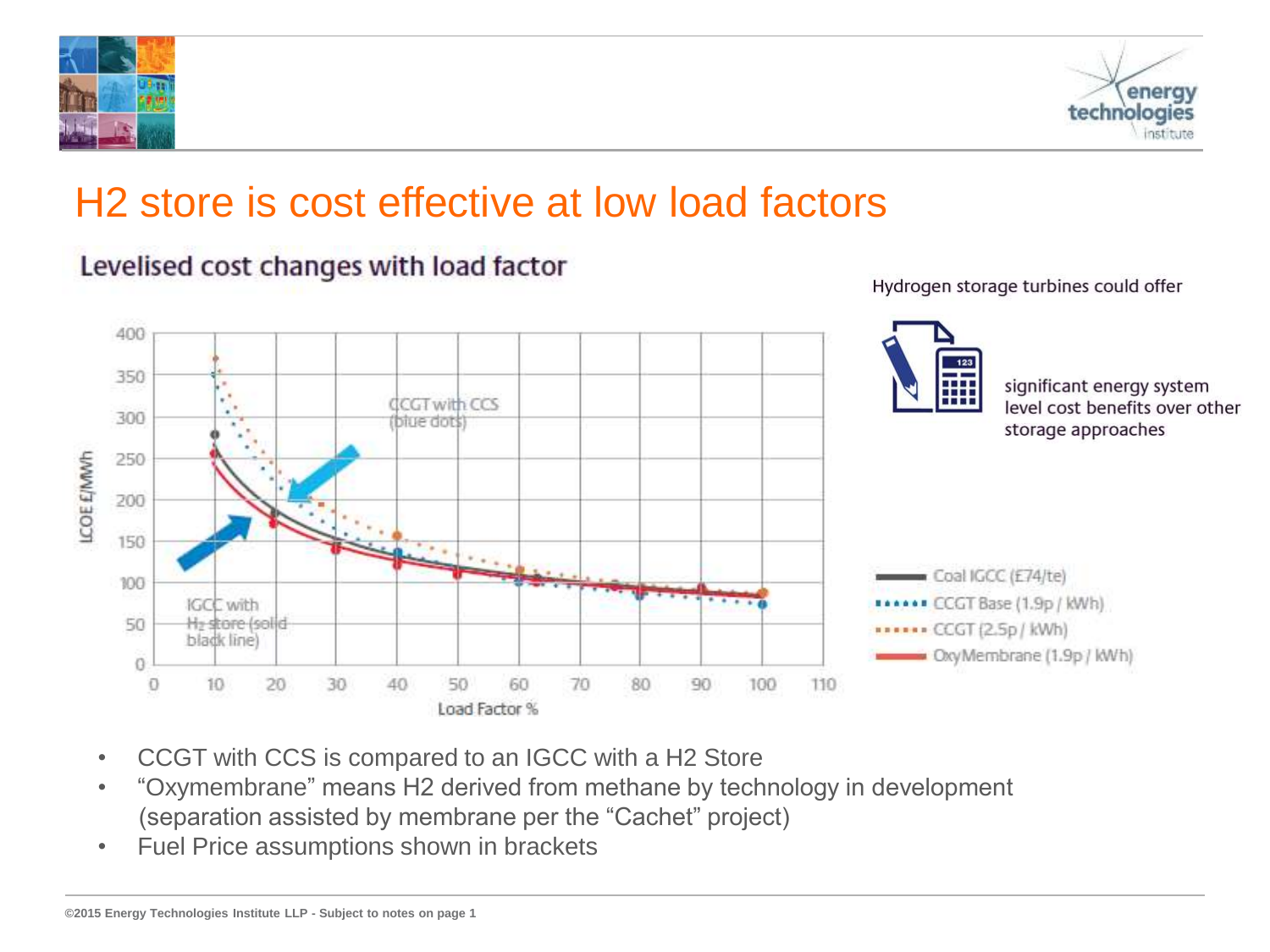# H2 store is cost effective at low load factors

## Levelised cost changes with load factor

LCOE £/MWh

Load Factor %

CCGT with CCS (blue dots)

IGCC with $H_2$ store (solid black line)

- Coal IGCC (£74/te)
- CCGT Base (1.9p / kWh)
- CCGT (2.5p / kWh)
- OxyMembrane (1.9p / kWh)

Hydrogen storage turbines could offer significant energy system level cost benefits over other storage approaches

- CCGT with CCS is compared to an IGCC with a H2 Store
- "Oxymembrane" means H2 derived from methane by technology in development (separation assisted by membrane per the "Cachet" project)
- Fuel Price assumptions shown in brackets

©2015 Energy Technologies Institute LLP - Subject to notes on page 1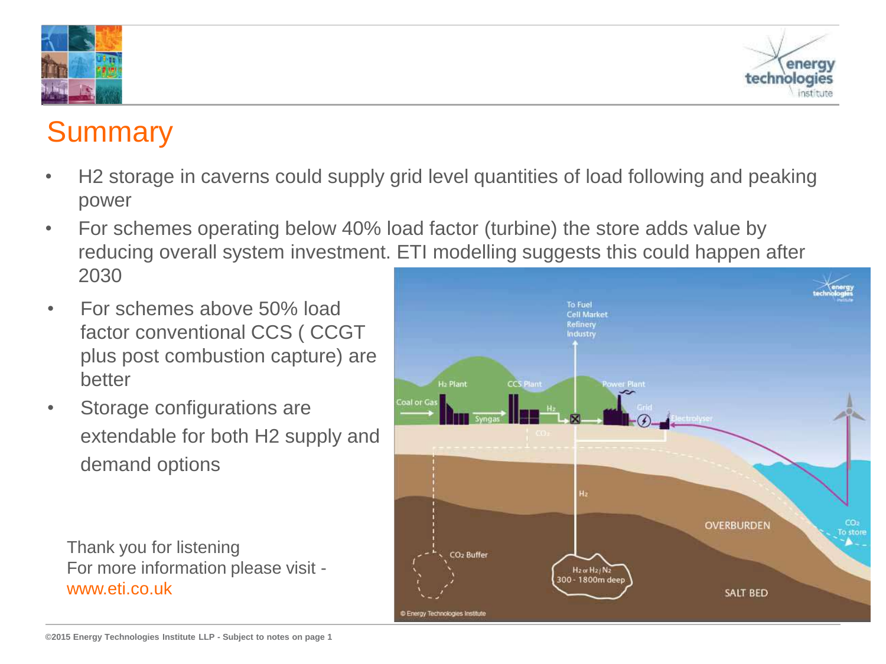# Summary

- H2 storage in caverns could supply grid level quantities of load following and peaking power
- For schemes operating below 40% load factor (turbine) the store adds value by reducing overall system investment. ETI modelling suggests this could happen after 2030
- For schemes above 50% load factor conventional CCS ( CCGT plus post combustion capture) are better
- Storage configurations are extendable for both H2 supply and demand options

Thank you for listening
For more information please visit - www.eti.co.uk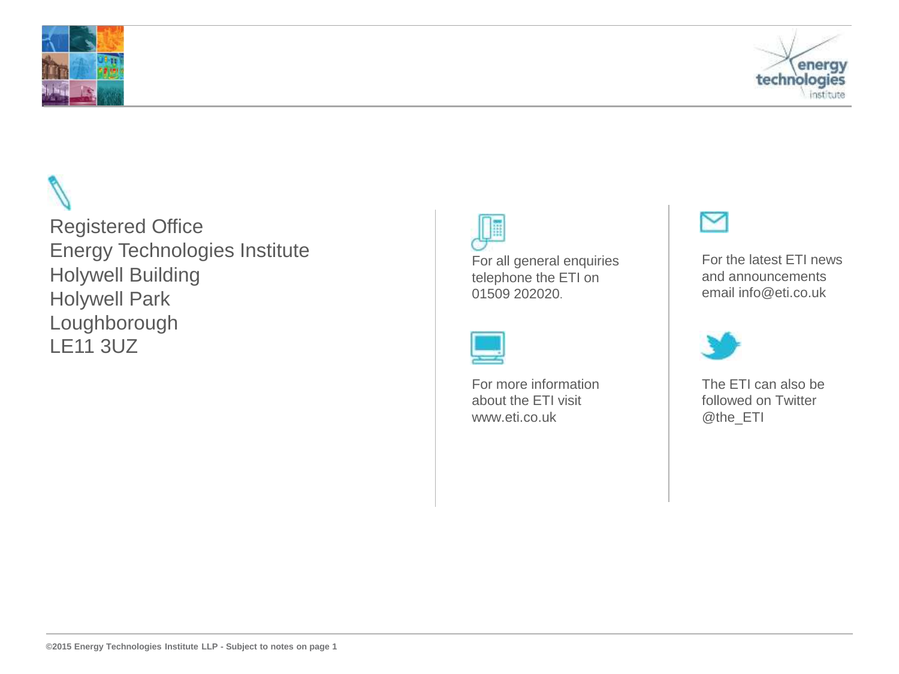Registered Office
Energy Technologies Institute
Holywell Building
Holywell Park
Loughborough
LE11 3UZ

For all general enquiries telephone the ETI on 01509 202020.

For more information about the ETI visit www.eti.co.uk

For the latest ETI news and announcements email info@eti.co.uk

The ETI can also be followed on Twitter @the_ETI

**©2015 Energy Technologies Institute LLP - Subject to notes on page 1**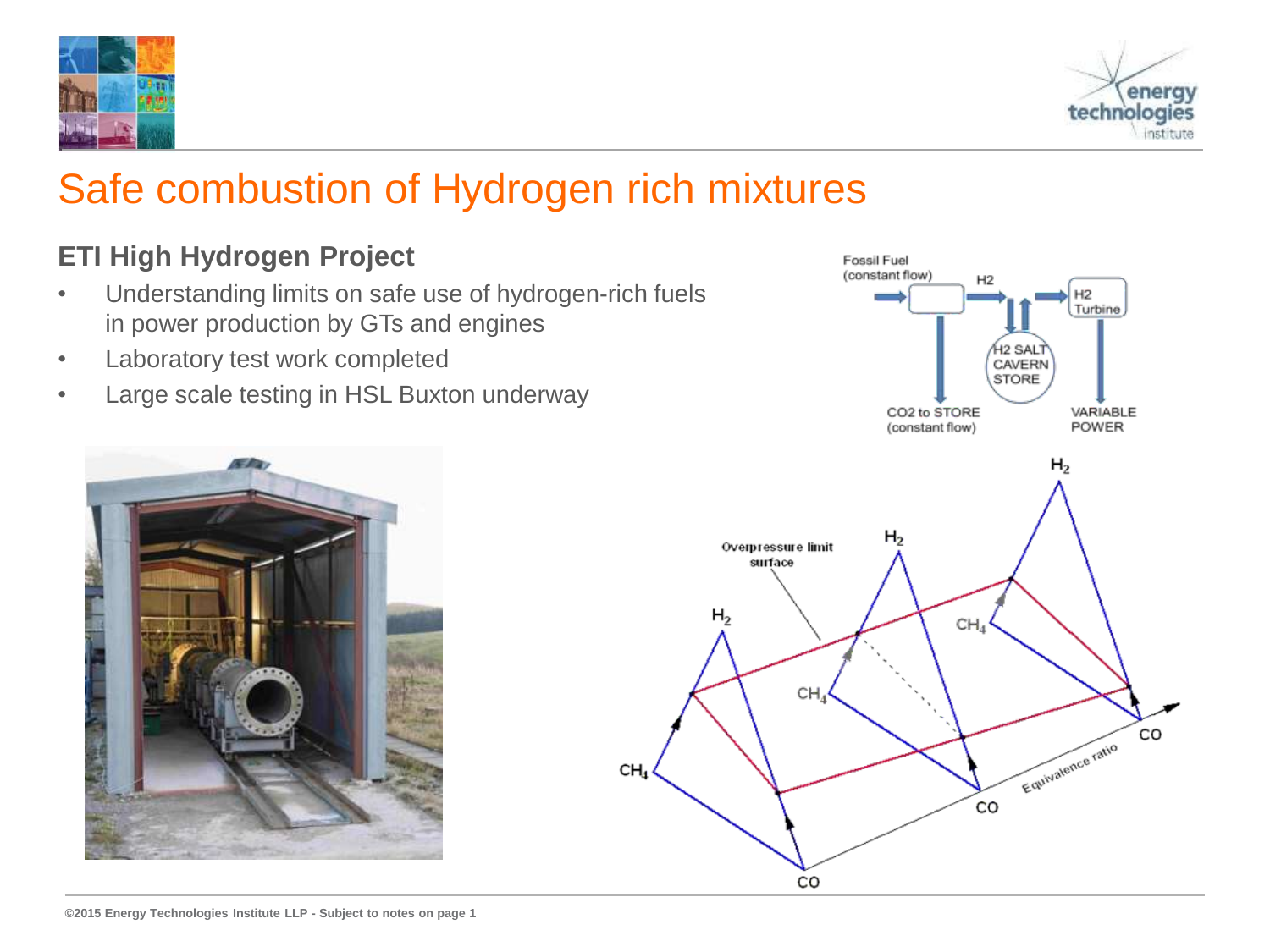# Safe combustion of Hydrogen rich mixtures

## ETI High Hydrogen Project

- Understanding limits on safe use of hydrogen-rich fuels in power production by GTs and engines
- Laboratory test work completed
- Large scale testing in HSL Buxton underway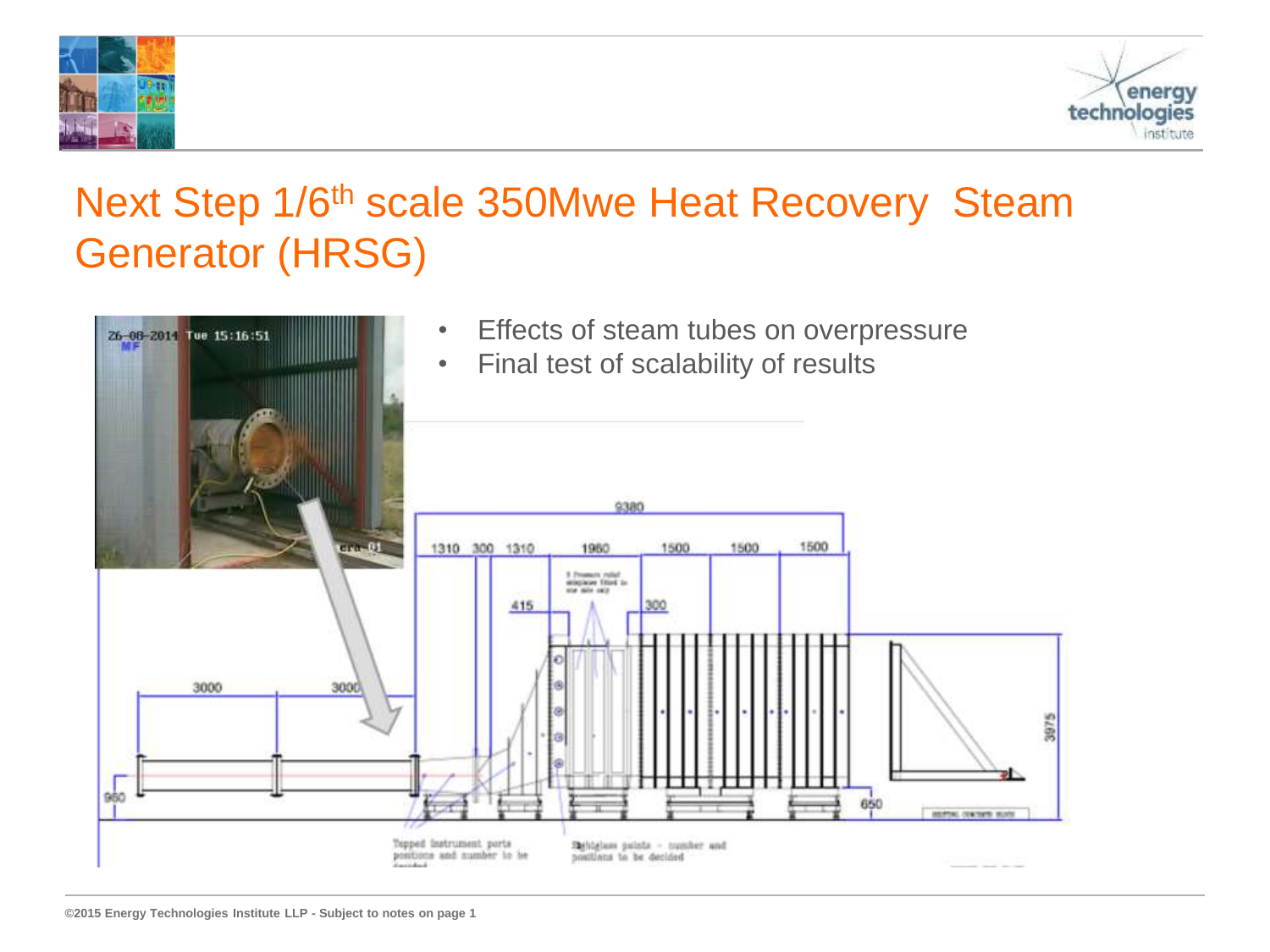# Next Step 1/6th scale 350Mwe Heat Recovery Steam Generator (HRSG)

- Effects of steam tubes on overpressure
- Final test of scalability of results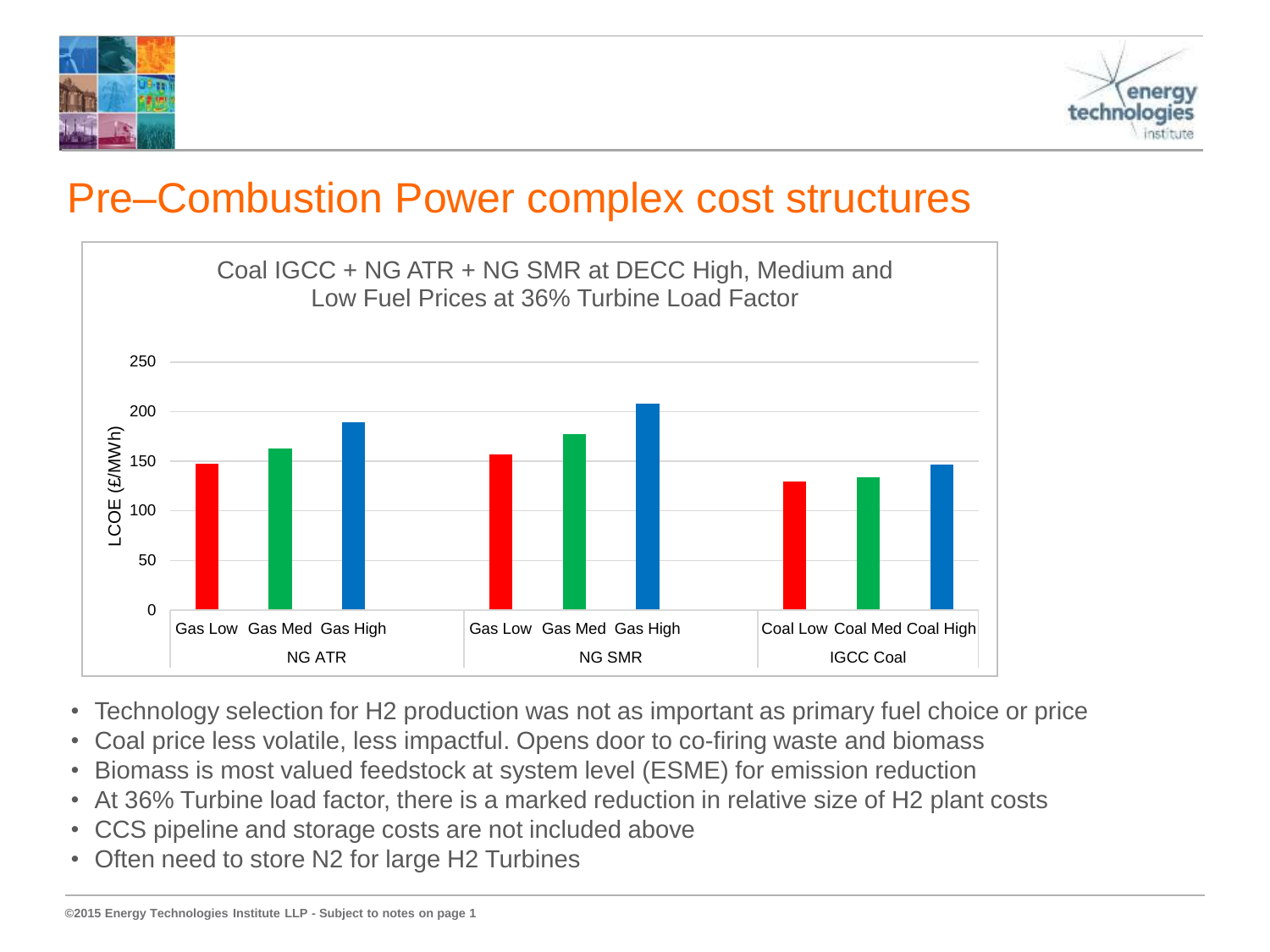# Pre–Combustion Power complex cost structures

Coal IGCC + NG ATR + NG SMR at DECC High, Medium and Low Fuel Prices at 36% Turbine Load Factor

LCOE (£/MWh)

250
200
150
100
50
0

Gas Low Gas Med Gas High
NG ATR

Gas Low Gas Med Gas High
NG SMR

Coal Low Coal Med Coal High
IGCC Coal

- Technology selection for H2 production was not as important as primary fuel choice or price
- Coal price less volatile, less impactful. Opens door to co-firing waste and biomass
- Biomass is most valued feedstock at system level (ESME) for emission reduction
- At 36% Turbine load factor, there is a marked reduction in relative size of H2 plant costs
- CCS pipeline and storage costs are not included above
- Often need to store N2 for large H2 Turbines